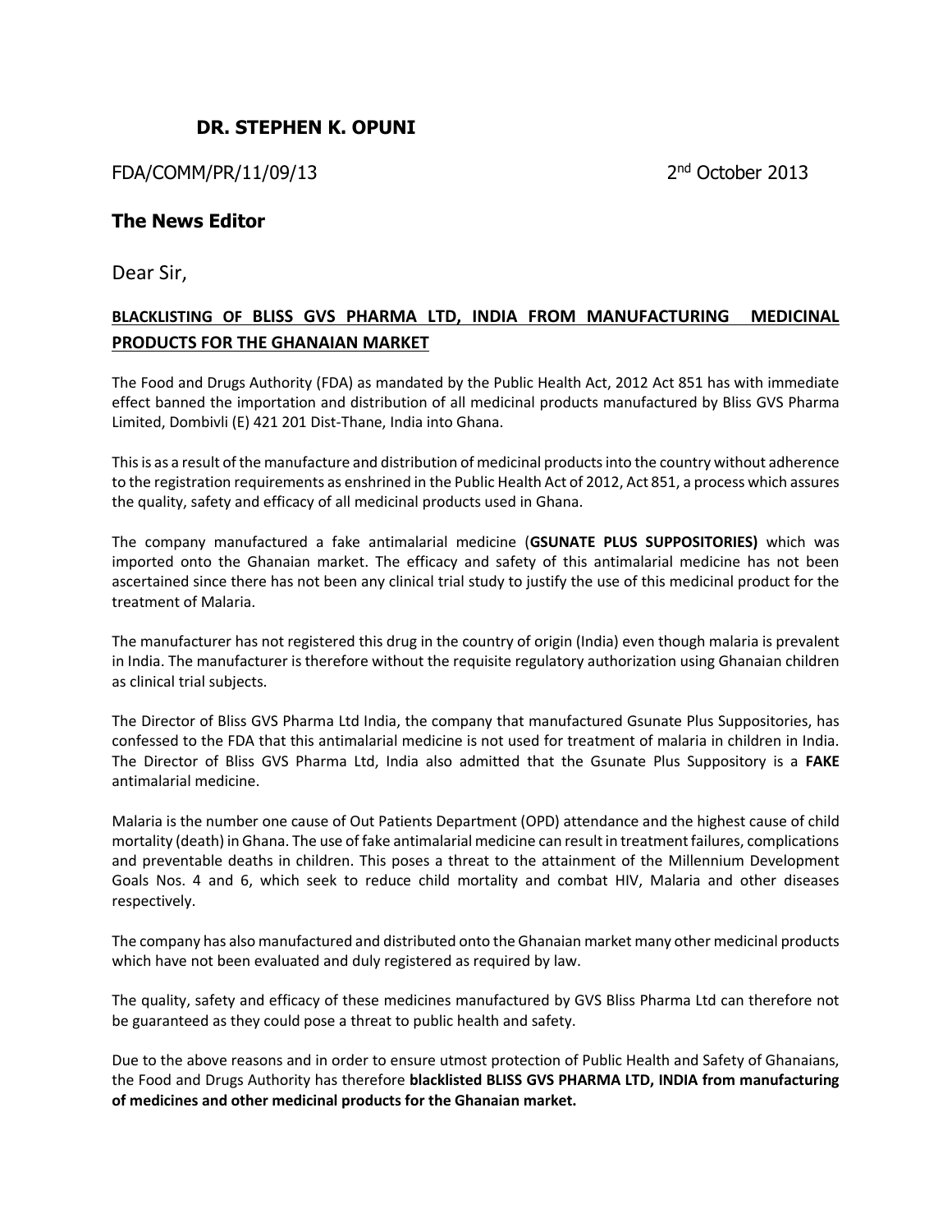## DR. STEPHEN K. OPUNI

FDA/COMM/PR/11/09/13 2nd October 2013

### The News Editor

Dear Sir,

**BLACKLISTING OF BLISS GVS PHARMA LTD, INDIA FROM MANUFACTURING MEDICINAL PRODUCTS FOR THE GHANAIAN MARKET**

The Food and Drugs Authority (FDA) as mandated by the Public Health Act, 2012 Act 851 has with immediate effect banned the importation and distribution of all medicinal products manufactured by Bliss GVS Pharma Limited, Dombivli (E) 421 201 Dist-Thane, India into Ghana.

This is as a result of the manufacture and distribution of medicinal products into the country without adherence to the registration requirements as enshrined in the Public Health Act of 2012, Act 851, a process which assures the quality, safety and efficacy of all medicinal products used in Ghana.

The company manufactured a fake antimalarial medicine (**GSUNATE PLUS SUPPOSITORIES)** which was imported onto the Ghanaian market. The efficacy and safety of this antimalarial medicine has not been ascertained since there has not been any clinical trial study to justify the use of this medicinal product for the treatment of Malaria.

The manufacturer has not registered this drug in the country of origin (India) even though malaria is prevalent in India. The manufacturer is therefore without the requisite regulatory authorization using Ghanaian children as clinical trial subjects.

The Director of Bliss GVS Pharma Ltd India, the company that manufactured Gsunate Plus Suppositories, has confessed to the FDA that this antimalarial medicine is not used for treatment of malaria in children in India. The Director of Bliss GVS Pharma Ltd, India also admitted that the Gsunate Plus Suppository is a **FAKE** antimalarial medicine.

Malaria is the number one cause of Out Patients Department (OPD) attendance and the highest cause of child mortality (death) in Ghana. The use of fake antimalarial medicine can result in treatment failures, complications and preventable deaths in children. This poses a threat to the attainment of the Millennium Development Goals Nos. 4 and 6, which seek to reduce child mortality and combat HIV, Malaria and other diseases respectively.

The company has also manufactured and distributed onto the Ghanaian market many other medicinal products which have not been evaluated and duly registered as required by law.

The quality, safety and efficacy of these medicines manufactured by GVS Bliss Pharma Ltd can therefore not be guaranteed as they could pose a threat to public health and safety.

Due to the above reasons and in order to ensure utmost protection of Public Health and Safety of Ghanaians, the Food and Drugs Authority has therefore **blacklisted BLISS GVS PHARMA LTD, INDIA from manufacturing of medicines and other medicinal products for the Ghanaian market.**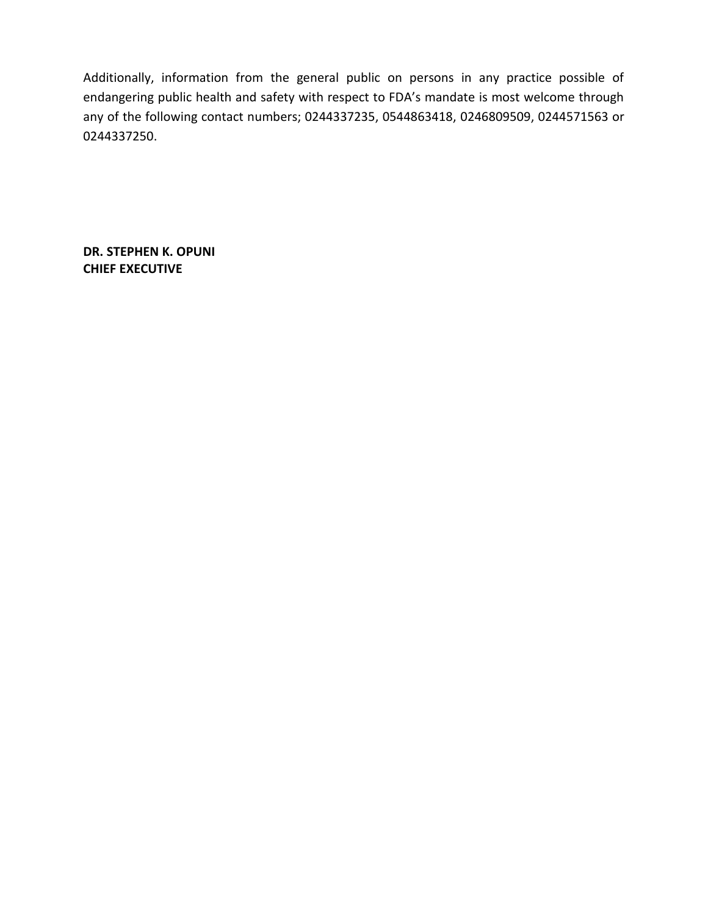Additionally, information from the general public on persons in any practice possible of endangering public health and safety with respect to FDA's mandate is most welcome through any of the following contact numbers; 0244337235, 0544863418, 0246809509, 0244571563 or 0244337250.

**DR. STEPHEN K. OPUNI**
**CHIEF EXECUTIVE**